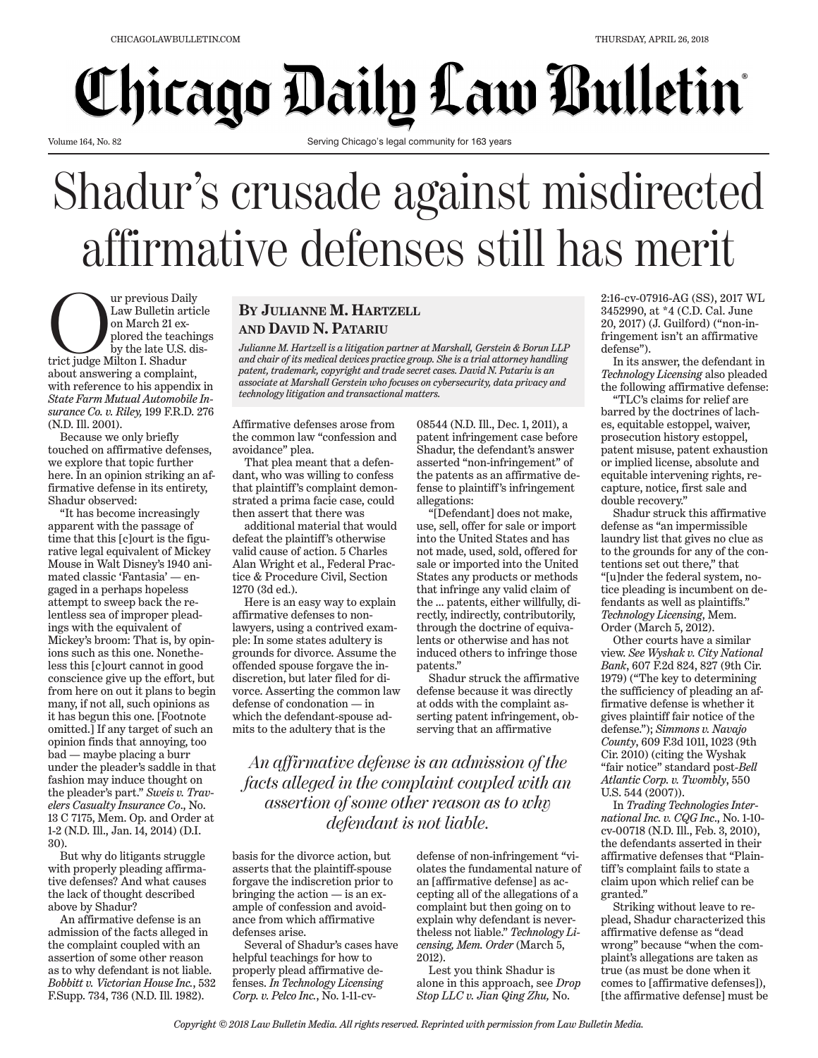# Chicago Daily Law Bulletin

Volume 164, No. 82 — Serving Chicago's legal community for 163 years — Thursday, April 26, 2018

# Shadur's crusade against misdirected affirmative defenses still has merit

**By Julianne M. Hartzell and David N. Patariu**

*Julianne M. Hartzell is a litigation partner at Marshall, Gerstein & Borun LLP and chair of its medical devices practice group. She is a trial attorney handling patent, trademark, copyright and trade secret cases. David N. Patariu is an associate at Marshall Gerstein who focuses on cybersecurity, data privacy and technology litigation and transactional matters.*

Our previous Daily Law Bulletin article on March 21 explored the teachings by the late U.S. district judge Milton I. Shadur about answering a complaint, with reference to his appendix in *State Farm Mutual Automobile Insurance Co. v. Riley,* 199 F.R.D. 276 (N.D. Ill. 2001).

Because we only briefly touched on affirmative defenses, we explore that topic further here. In an opinion striking an affirmative defense in its entirety, Shadur observed:

"It has become increasingly apparent with the passage of time that this [c]ourt is the figurative legal equivalent of Mickey Mouse in Walt Disney's 1940 animated classic 'Fantasia' — engaged in a perhaps hopeless attempt to sweep back the relentless sea of improper pleadings with the equivalent of Mickey's broom: That is, by opinions such as this one. Nonetheless this [c]ourt cannot in good conscience give up the effort, but from here on out it plans to begin many, if not all, such opinions as it has begun this one. [Footnote omitted.] If any target of such an opinion finds that annoying, too bad — maybe placing a burr under the pleader's saddle in that fashion may induce thought on the pleader's part." *Sweis v. Travelers Casualty Insurance Co.*, No. 13 C 7175, Mem. Op. and Order at 1-2 (N.D. Ill., Jan. 14, 2014) (D.I. 30).

But why do litigants struggle with properly pleading affirmative defenses? And what causes the lack of thought described above by Shadur?

An affirmative defense is an admission of the facts alleged in the complaint coupled with an assertion of some other reason as to why defendant is not liable. *Bobbitt v. Victorian House Inc.*, 532 F.Supp. 734, 736 (N.D. Ill. 1982).

Affirmative defenses arose from the common law "confession and avoidance" plea.

That plea meant that a defendant, who was willing to confess that plaintiff's complaint demonstrated a prima facie case, could then assert that there was additional material that would defeat the plaintiff's otherwise valid cause of action. 5 Charles Alan Wright et al., Federal Practice & Procedure Civil, Section 1270 (3d ed.).

Here is an easy way to explain affirmative defenses to non-lawyers, using a contrived example: In some states adultery is grounds for divorce. Assume the offended spouse forgave the indiscretion, but later filed for divorce. Asserting the common law defense of condonation — in which the defendant-spouse admits to the adultery that is the basis for the divorce action, but asserts that the plaintiff-spouse forgave the indiscretion prior to bringing the action — is an example of confession and avoidance from which affirmative defenses arise.

> *An affirmative defense is an admission of the facts alleged in the complaint coupled with an assertion of some other reason as to why defendant is not liable.*

Several of Shadur's cases have helpful teachings for how to properly plead affirmative defenses. *In Technology Licensing Corp. v. Pelco Inc.*, No. 1-11-cv-08544 (N.D. Ill., Dec. 1, 2011), a patent infringement case before Shadur, the defendant's answer asserted "non-infringement" of the patents as an affirmative defense to plaintiff's infringement allegations:

"[Defendant] does not make, use, sell, offer for sale or import into the United States and has not made, used, sold, offered for sale or imported into the United States any products or methods that infringe any valid claim of the ... patents, either willfully, directly, indirectly, contributorily, through the doctrine of equivalents or otherwise and has not induced others to infringe those patents."

Shadur struck the affirmative defense because it was directly at odds with the complaint asserting patent infringement, observing that an affirmative defense of non-infringement "violates the fundamental nature of an [affirmative defense] as accepting all of the allegations of a complaint but then going on to explain why defendant is nevertheless not liable." *Technology Licensing, Mem. Order* (March 5, 2012).

Lest you think Shadur is alone in this approach, see *Drop Stop LLC v. Jian Qing Zhu,* No. 2:16-cv-07916-AG (SS), 2017 WL 3452990, at *4 (C.D. Cal. June 20, 2017) (J. Guilford) ("non-infringement isn't an affirmative defense").

In its answer, the defendant in *Technology Licensing* also pleaded the following affirmative defense:

"TLC's claims for relief are barred by the doctrines of laches, equitable estoppel, waiver, prosecution history estoppel, patent misuse, patent exhaustion or implied license, absolute and equitable intervening rights, recapture, notice, first sale and double recovery."

Shadur struck this affirmative defense as "an impermissible laundry list that gives no clue as to the grounds for any of the contentions set out there," that "[u]nder the federal system, notice pleading is incumbent on defendants as well as plaintiffs." *Technology Licensing,* Mem. Order (March 5, 2012).

Other courts have a similar view. *See Wyshak v. City National Bank*, 607 F.2d 824, 827 (9th Cir. 1979) ("The key to determining the sufficiency of pleading an affirmative defense is whether it gives plaintiff fair notice of the defense."); *Simmons v. Navajo County*, 609 F.3d 1011, 1023 (9th Cir. 2010) (citing the Wyshak "fair notice" standard post-*Bell Atlantic Corp. v. Twombly*, 550 U.S. 544 (2007)).

In *Trading Technologies International Inc. v. CQG Inc.*, No. 1-10-cv-00718 (N.D. Ill., Feb. 3, 2010), the defendants asserted in their affirmative defenses that "Plaintiff's complaint fails to state a claim upon which relief can be granted."

Striking without leave to replead, Shadur characterized this affirmative defense as "dead wrong" because "when the complaint's allegations are taken as true (as must be done when it comes to [affirmative defenses]), [the affirmative defense] must be

*Copyright © 2018 Law Bulletin Media. All rights reserved. Reprinted with permission from Law Bulletin Media.*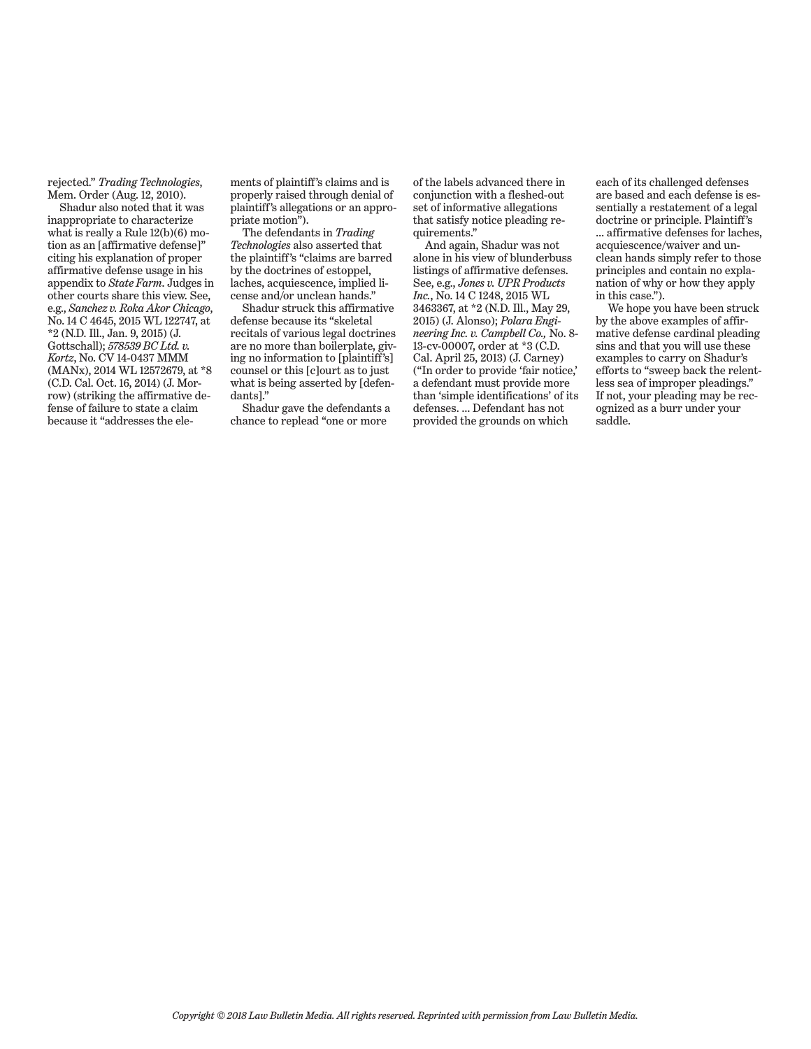rejected." *Trading Technologies*, Mem. Order (Aug. 12, 2010).

Shadur also noted that it was inappropriate to characterize what is really a Rule 12(b)(6) motion as an [affirmative defense]" citing his explanation of proper affirmative defense usage in his appendix to *State Farm*. Judges in other courts share this view. See, e.g., *Sanchez v. Roka Akor Chicago*, No. 14 C 4645, 2015 WL 122747, at *2 (N.D. Ill., Jan. 9, 2015) (J. Gottschall); *578539 BC Ltd. v. Kortz*, No. CV 14-0437 MMM (MANx), 2014 WL 12572679, at *8 (C.D. Cal. Oct. 16, 2014) (J. Morrow) (striking the affirmative defense of failure to state a claim because it "addresses the elements of plaintiff's claims and is properly raised through denial of plaintiff's allegations or an appropriate motion").

The defendants in *Trading Technologies* also asserted that the plaintiff's "claims are barred by the doctrines of estoppel, laches, acquiescence, implied license and/or unclean hands."

Shadur struck this affirmative defense because its "skeletal recitals of various legal doctrines are no more than boilerplate, giving no information to [plaintiff's] counsel or this [c]ourt as to just what is being asserted by [defendants]."

Shadur gave the defendants a chance to replead "one or more of the labels advanced there in conjunction with a fleshed-out set of informative allegations that satisfy notice pleading requirements."

And again, Shadur was not alone in his view of blunderbuss listings of affirmative defenses. See, e.g., *Jones v. UPR Products Inc.*, No. 14 C 1248, 2015 WL 3463367, at *2 (N.D. Ill., May 29, 2015) (J. Alonso); *Polara Engineering Inc. v. Campbell Co.,* No. 8-13-cv-00007, order at *3 (C.D. Cal. April 25, 2013) (J. Carney) ("In order to provide 'fair notice,' a defendant must provide more than 'simple identifications' of its defenses. ... Defendant has not provided the grounds on which each of its challenged defenses are based and each defense is essentially a restatement of a legal doctrine or principle. Plaintiff's ... affirmative defenses for laches, acquiescence/waiver and unclean hands simply refer to those principles and contain no explanation of why or how they apply in this case.").

We hope you have been struck by the above examples of affirmative defense cardinal pleading sins and that you will use these examples to carry on Shadur's efforts to "sweep back the relentless sea of improper pleadings." If not, your pleading may be recognized as a burr under your saddle.

*Copyright © 2018 Law Bulletin Media. All rights reserved. Reprinted with permission from Law Bulletin Media.*